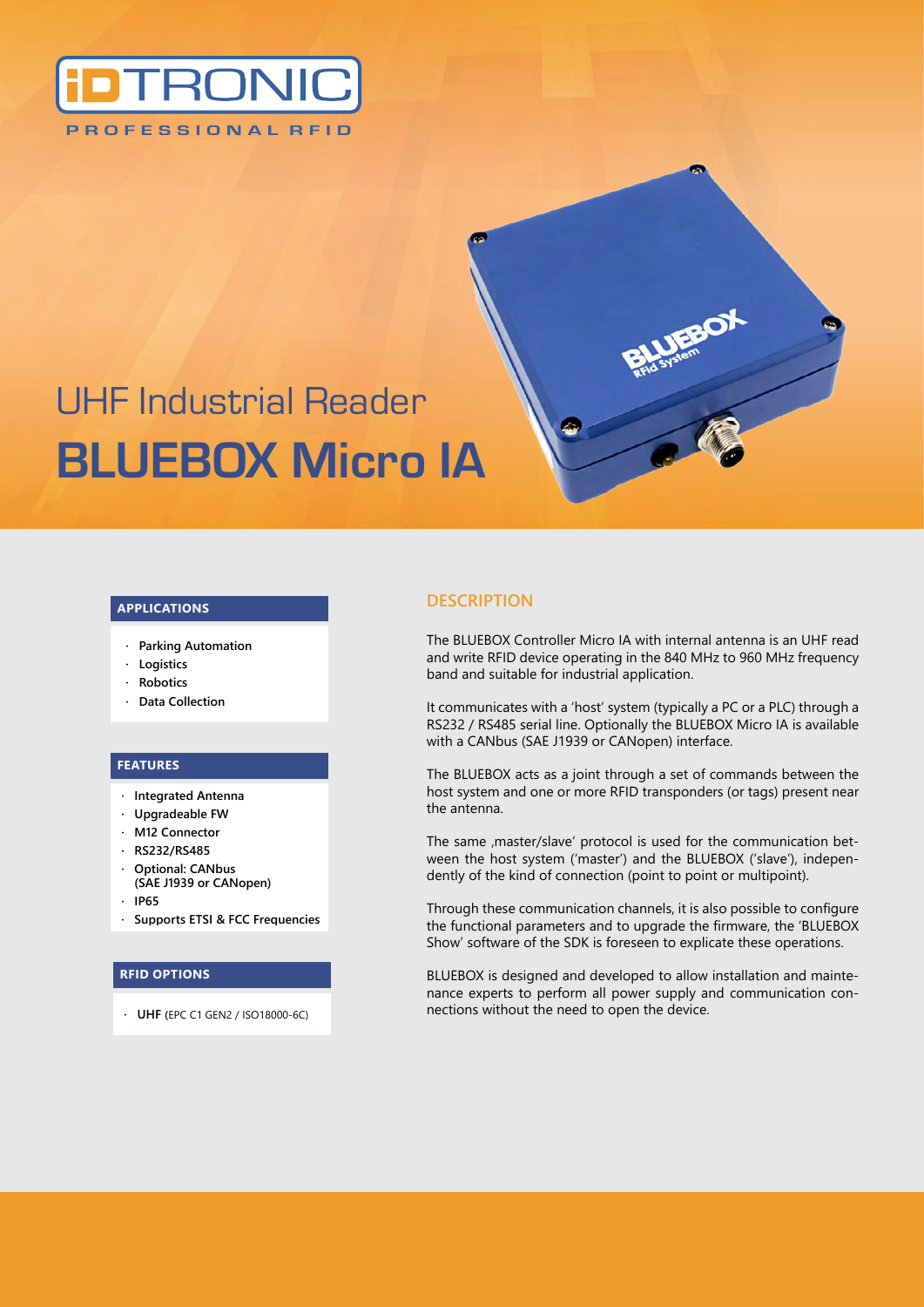iDTRONIC

PROFESSIONAL RFID

# UHF Industrial Reader
# BLUEBOX Micro IA

## APPLICATIONS

- **Parking Automation**
- **Logistics**
- **Robotics**
- **Data Collection**

## FEATURES

- **Integrated Antenna**
- **Upgradeable FW**
- **M12 Connector**
- **RS232/RS485**
- **Optional: CANbus (SAE J1939 or CANopen)**
- **IP65**
- **Supports ETSI & FCC Frequencies**

## RFID OPTIONS

- **UHF** (EPC C1 GEN2 / ISO18000-6C)

## DESCRIPTION

The BLUEBOX Controller Micro IA with internal antenna is an UHF read and write RFID device operating in the 840 MHz to 960 MHz frequency band and suitable for industrial application.

It communicates with a 'host' system (typically a PC or a PLC) through a RS232 / RS485 serial line. Optionally the BLUEBOX Micro IA is available with a CANbus (SAE J1939 or CANopen) interface.

The BLUEBOX acts as a joint through a set of commands between the host system and one or more RFID transponders (or tags) present near the antenna.

The same ‚master/slave' protocol is used for the communication between the host system ('master') and the BLUEBOX ('slave'), independently of the kind of connection (point to point or multipoint).

Through these communication channels, it is also possible to configure the functional parameters and to upgrade the firmware, the 'BLUEBOX Show' software of the SDK is foreseen to explicate these operations.

BLUEBOX is designed and developed to allow installation and maintenance experts to perform all power supply and communication connections without the need to open the device.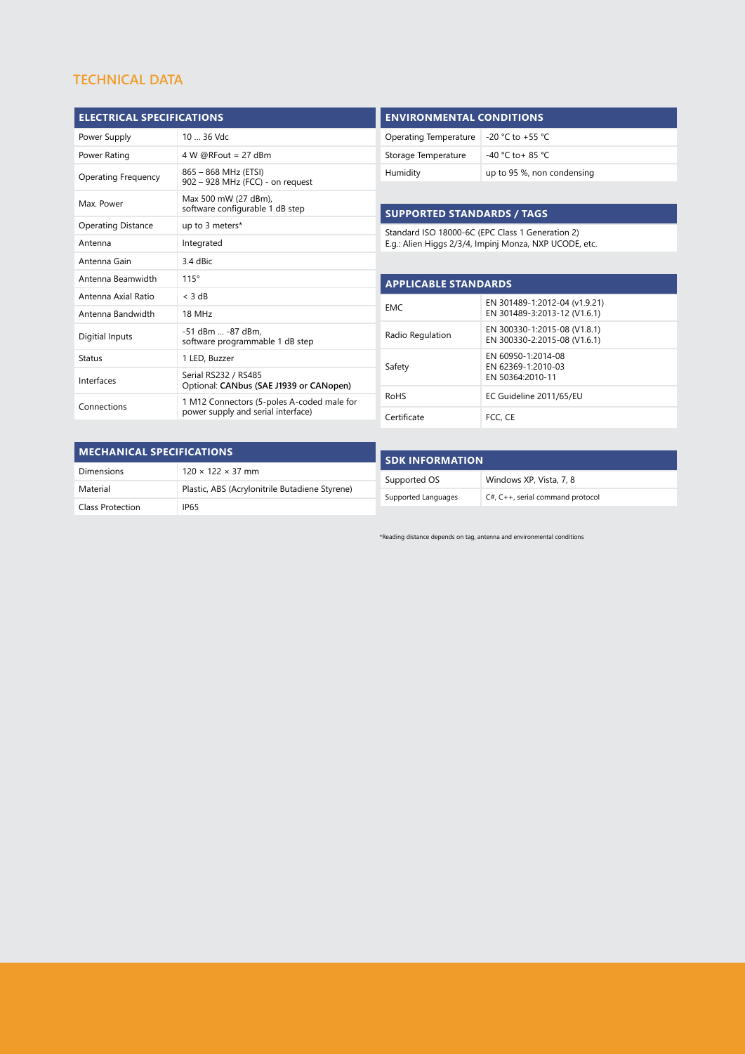## TECHNICAL DATA

| ELECTRICAL SPECIFICATIONS | |
|---|---|
| Power Supply | 10 … 36 Vdc |
| Power Rating | 4 W @RFout = 27 dBm |
| Operating Frequency | 865 – 868 MHz (ETSI)<br>902 – 928 MHz (FCC) - on request |
| Max. Power | Max 500 mW (27 dBm),<br>software configurable 1 dB step |
| Operating Distance | up to 3 meters* |
| Antenna | Integrated |
| Antenna Gain | 3.4 dBic |
| Antenna Beamwidth | 115° |
| Antenna Axial Ratio | < 3 dB |
| Antenna Bandwidth | 18 MHz |
| Digitial Inputs | -51 dBm … -87 dBm,<br>software programmable 1 dB step |
| Status | 1 LED, Buzzer |
| Interfaces | Serial RS232 / RS485<br>Optional: **CANbus (SAE J1939 or CANopen)** |
| Connections | 1 M12 Connectors (5-poles A-coded male for power supply and serial interface) |

| MECHANICAL SPECIFICATIONS | |
|---|---|
| Dimensions | 120 × 122 × 37 mm |
| Material | Plastic, ABS (Acrylonitrile Butadiene Styrene) |
| Class Protection | IP65 |

| ENVIRONMENTAL CONDITIONS | |
|---|---|
| Operating Temperature | -20 °C to +55 °C |
| Storage Temperature | -40 °C to+ 85 °C |
| Humidity | up to 95 %, non condensing |

| SUPPORTED STANDARDS / TAGS |
|---|
| Standard ISO 18000-6C (EPC Class 1 Generation 2)<br>E.g.: Alien Higgs 2/3/4, Impinj Monza, NXP UCODE, etc. |

| APPLICABLE STANDARDS | |
|---|---|
| EMC | EN 301489-1:2012-04 (v1.9.21)<br>EN 301489-3:2013-12 (V1.6.1) |
| Radio Regulation | EN 300330-1:2015-08 (V1.8.1)<br>EN 300330-2:2015-08 (V1.6.1) |
| Safety | EN 60950-1:2014-08<br>EN 62369-1:2010-03<br>EN 50364:2010-11 |
| RoHS | EC Guideline 2011/65/EU |
| Certificate | FCC, CE |

| SDK INFORMATION | |
|---|---|
| Supported OS | Windows XP, Vista, 7, 8 |
| Supported Languages | C#, C++, serial command protocol |

*Reading distance depends on tag, antenna and environmental conditions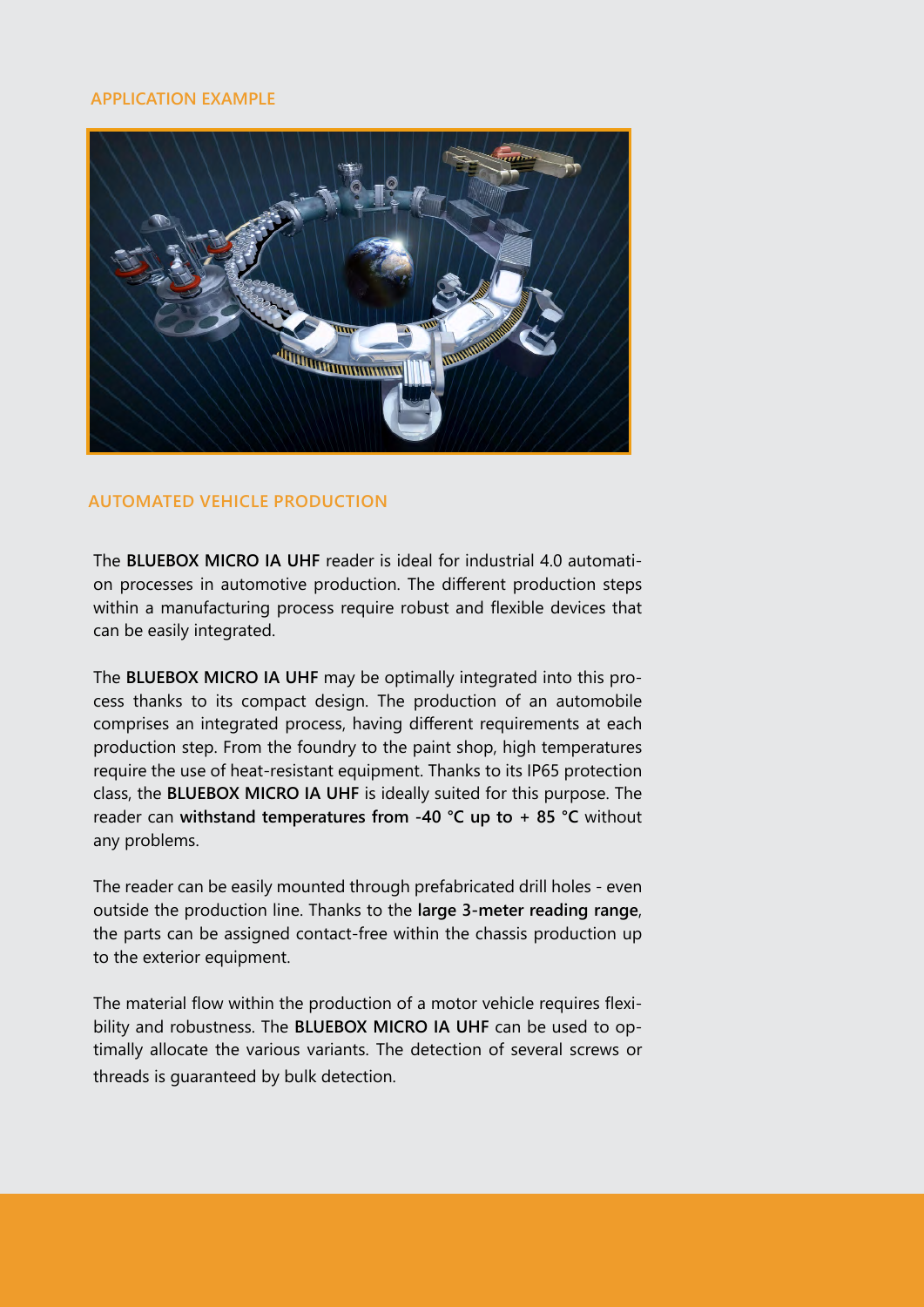## APPLICATION EXAMPLE

## AUTOMATED VEHICLE PRODUCTION

The **BLUEBOX MICRO IA UHF** reader is ideal for industrial 4.0 automation processes in automotive production. The different production steps within a manufacturing process require robust and flexible devices that can be easily integrated.

The **BLUEBOX MICRO IA UHF** may be optimally integrated into this process thanks to its compact design. The production of an automobile comprises an integrated process, having different requirements at each production step. From the foundry to the paint shop, high temperatures require the use of heat-resistant equipment. Thanks to its IP65 protection class, the **BLUEBOX MICRO IA UHF** is ideally suited for this purpose. The reader can **withstand temperatures from -40 °C up to + 85 °C** without any problems.

The reader can be easily mounted through prefabricated drill holes - even outside the production line. Thanks to the **large 3-meter reading range**, the parts can be assigned contact-free within the chassis production up to the exterior equipment.

The material flow within the production of a motor vehicle requires flexibility and robustness. The **BLUEBOX MICRO IA UHF** can be used to optimally allocate the various variants. The detection of several screws or threads is guaranteed by bulk detection.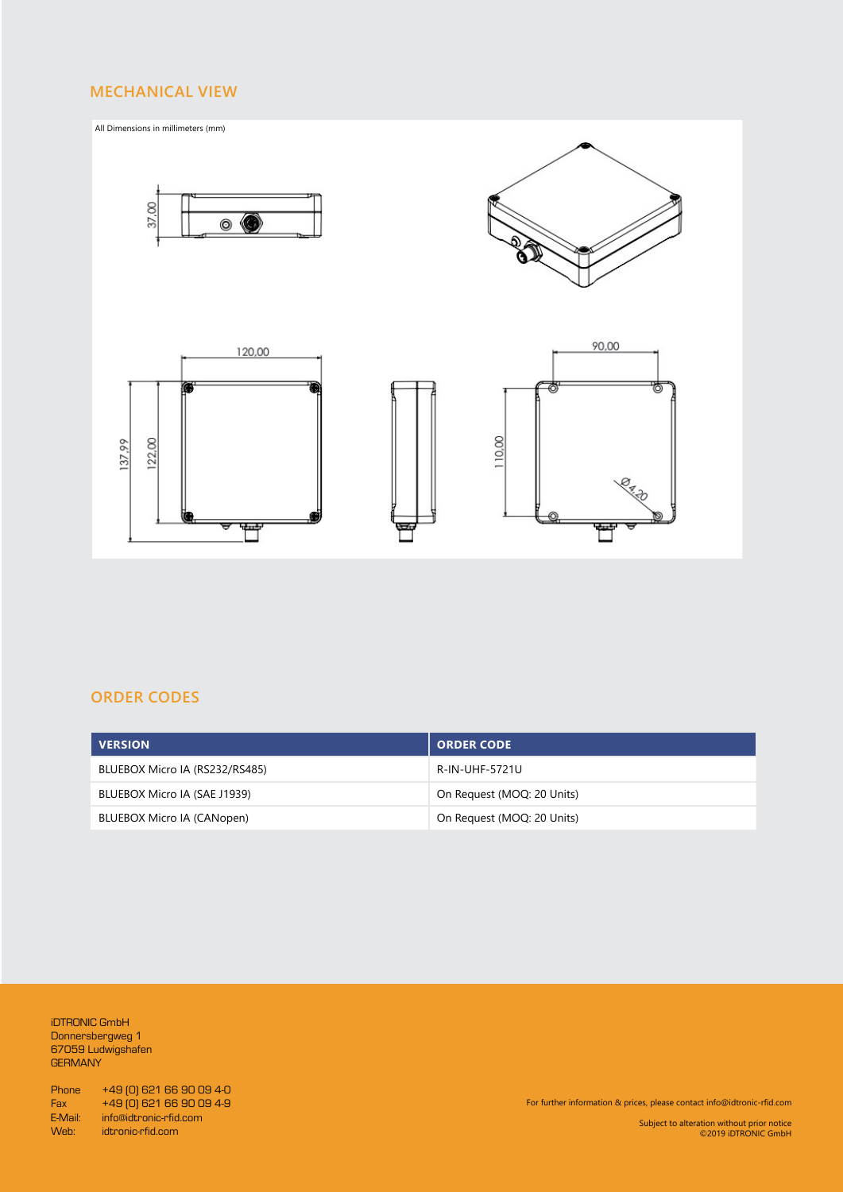## MECHANICAL VIEW

All Dimensions in millimeters (mm)

37,00

120,00

90,00

137,99

122,00

110,00

Ø4,20

## ORDER CODES

| VERSION | ORDER CODE |
| --- | --- |
| BLUEBOX Micro IA (RS232/RS485) | R-IN-UHF-5721U |
| BLUEBOX Micro IA (SAE J1939) | On Request (MOQ: 20 Units) |
| BLUEBOX Micro IA (CANopen) | On Request (MOQ: 20 Units) |

iDTRONIC GmbH
Donnersbergweg 1
67059 Ludwigshafen
GERMANY

Phone +49 (0) 621 66 90 09 4-0
Fax +49 (0) 621 66 90 09 4-9
E-Mail: info@idtronic-rfid.com
Web: idtronic-rfid.com

For further information & prices, please contact info@idtronic-rfid.com

Subject to alteration without prior notice
©2019 iDTRONIC GmbH